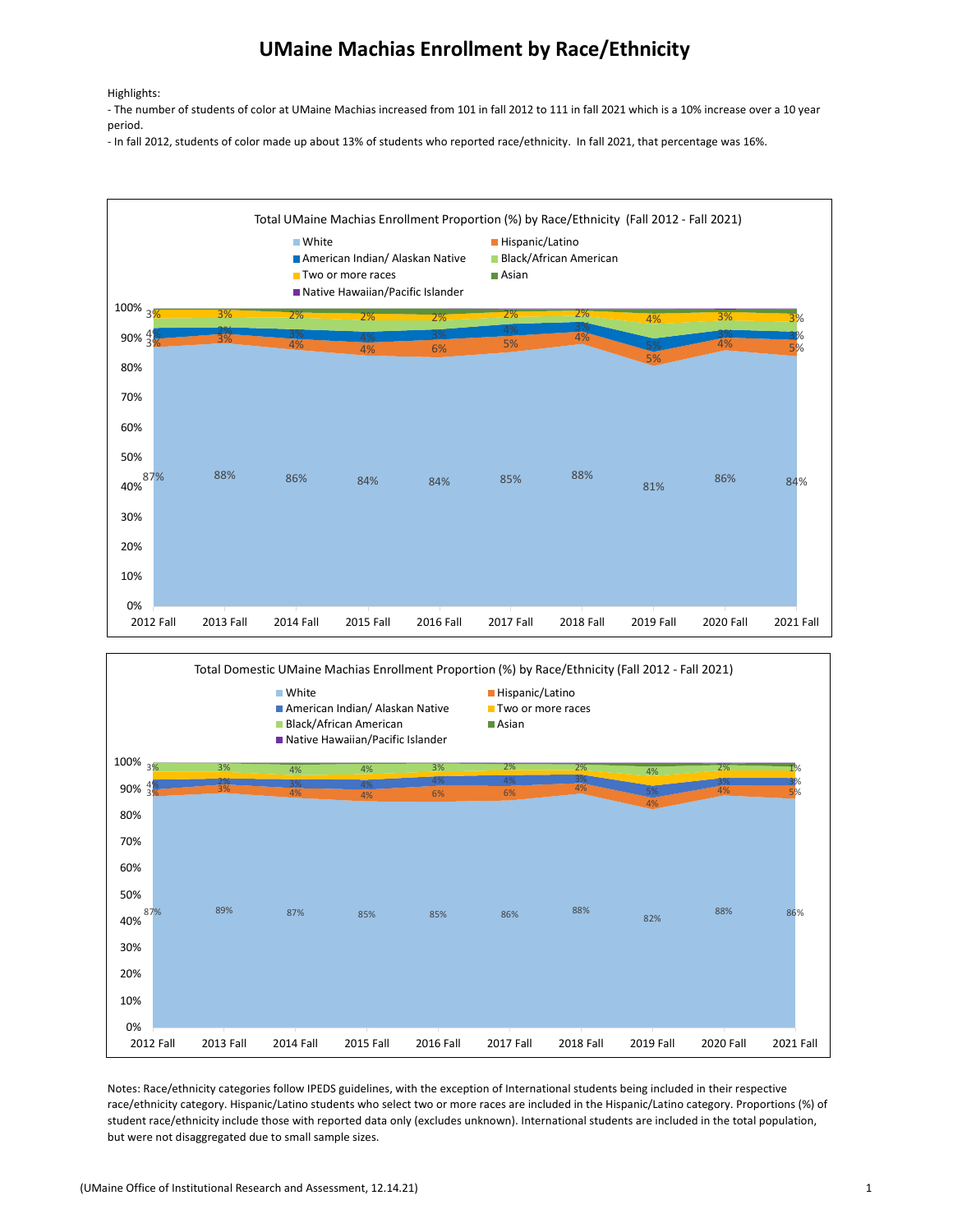# UMaine Machias Enrollment by Race/Ethnicity

Highlights:

- The number of students of color at UMaine Machias increased from 101 in fall 2012 to 111 in fall 2021 which is a 10% increase over a 10 year period.
- In fall 2012, students of color made up about 13% of students who reported race/ethnicity. In fall 2021, that percentage was 16%.

Total UMaine Machias Enrollment Proportion (%) by Race/Ethnicity (Fall 2012 - Fall 2021)

| | 2012 Fall | 2013 Fall | 2014 Fall | 2015 Fall | 2016 Fall | 2017 Fall | 2018 Fall | 2019 Fall | 2020 Fall | 2021 Fall |
|---|---|---|---|---|---|---|---|---|---|---|
| White | 87% | 88% | 86% | 84% | 84% | 85% | 88% | 81% | 86% | 84% |
| Hispanic/Latino | 3% | 3% | 4% | 4% | 6% | 5% | 4% | 5% | 4% | 5% |
| American Indian/ Alaskan Native | 4% | 2% | 3% | 4% | 3% | 4% | 3% | 5% | 3% | 3% |
| Two or more races | 3% | 3% | 2% | 2% | 2% | 2% | 2% | 4% | 3% | 3% |

Total Domestic UMaine Machias Enrollment Proportion (%) by Race/Ethnicity (Fall 2012 - Fall 2021)

| | 2012 Fall | 2013 Fall | 2014 Fall | 2015 Fall | 2016 Fall | 2017 Fall | 2018 Fall | 2019 Fall | 2020 Fall | 2021 Fall |
|---|---|---|---|---|---|---|---|---|---|---|
| White | 87% | 89% | 87% | 85% | 85% | 86% | 88% | 82% | 88% | 86% |
| Hispanic/Latino | 3% | 3% | 4% | 4% | 6% | 6% | 4% | 4% | 4% | 5% |
| American Indian/ Alaskan Native | 4% | 2% | 3% | 4% | 4% | 4% | 3% | 5% | 3% | 3% |
| Black/African American | 3% | 3% | 4% | 4% | 3% | 2% | 2% | 4% | 2% | 1% |

Notes: Race/ethnicity categories follow IPEDS guidelines, with the exception of International students being included in their respective race/ethnicity category. Hispanic/Latino students who select two or more races are included in the Hispanic/Latino category. Proportions (%) of student race/ethnicity include those with reported data only (excludes unknown). International students are included in the total population, but were not disaggregated due to small sample sizes.

(UMaine Office of Institutional Research and Assessment, 12.14.21)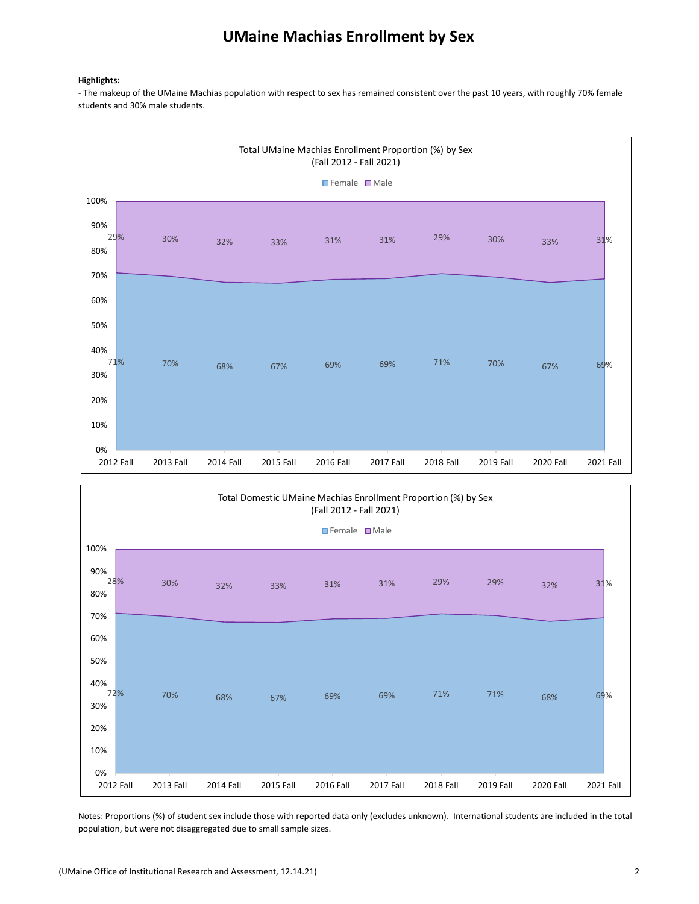# UMaine Machias Enrollment by Sex

**Highlights:**

- The makeup of the UMaine Machias population with respect to sex has remained consistent over the past 10 years, with roughly 70% female students and 30% male students.

**Total UMaine Machias Enrollment Proportion (%) by Sex (Fall 2012 - Fall 2021)**

| | 2012 Fall | 2013 Fall | 2014 Fall | 2015 Fall | 2016 Fall | 2017 Fall | 2018 Fall | 2019 Fall | 2020 Fall | 2021 Fall |
|---|---|---|---|---|---|---|---|---|---|---|
| Female | 71% | 70% | 68% | 67% | 69% | 69% | 71% | 70% | 67% | 69% |
| Male | 29% | 30% | 32% | 33% | 31% | 31% | 29% | 30% | 33% | 31% |

**Total Domestic UMaine Machias Enrollment Proportion (%) by Sex (Fall 2012 - Fall 2021)**

| | 2012 Fall | 2013 Fall | 2014 Fall | 2015 Fall | 2016 Fall | 2017 Fall | 2018 Fall | 2019 Fall | 2020 Fall | 2021 Fall |
|---|---|---|---|---|---|---|---|---|---|---|
| Female | 72% | 70% | 68% | 67% | 69% | 69% | 71% | 71% | 68% | 69% |
| Male | 28% | 30% | 32% | 33% | 31% | 31% | 29% | 29% | 32% | 31% |

Notes: Proportions (%) of student sex include those with reported data only (excludes unknown). International students are included in the total population, but were not disaggregated due to small sample sizes.

(UMaine Office of Institutional Research and Assessment, 12.14.21)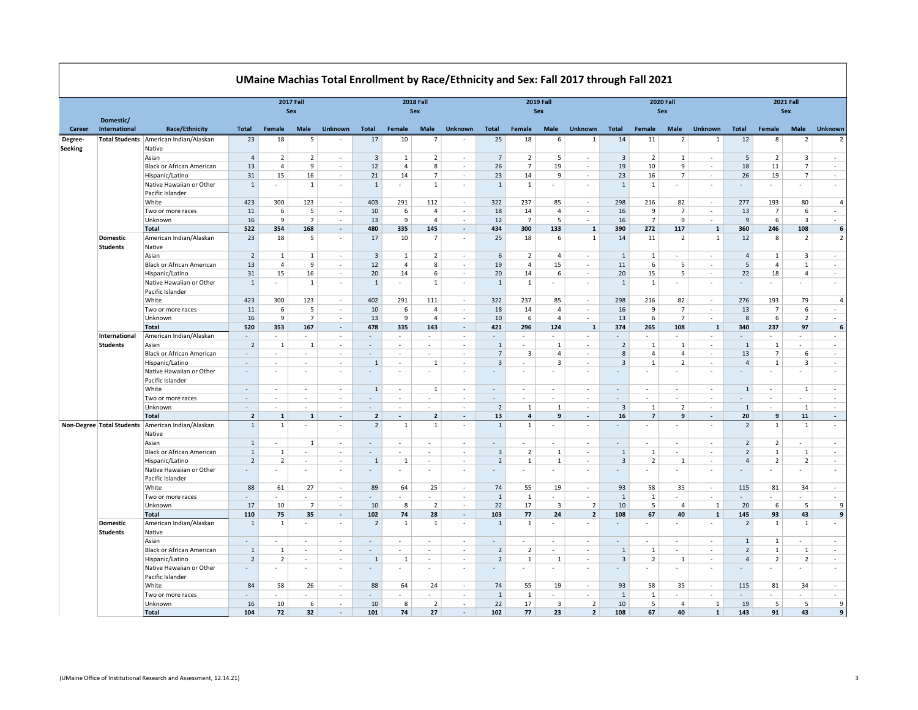# UMaine Machias Total Enrollment by Race/Ethnicity and Sex: Fall 2017 through Fall 2021

| | | | 2017 Fall | | | | 2018 Fall | | | | 2019 Fall | | | | 2020 Fall | | | | 2021 Fall | | | |
|---|---|---|---|---|---|---|---|---|---|---|---|---|---|---|---|---|---|---|---|---|---|---|
| | | | | Sex | | | | Sex | | | | Sex | | | | Sex | | | | Sex | | |
| Career | Domestic/ International | Race/Ethnicity | Total | Female | Male | Unknown | Total | Female | Male | Unknown | Total | Female | Male | Unknown | Total | Female | Male | Unknown | Total | Female | Male | Unknown |
| Degree-Seeking | Total Students | American Indian/Alaskan Native | 23 | 18 | 5 | - | 17 | 10 | 7 | - | 25 | 18 | 6 | 1 | 14 | 11 | 2 | 1 | 12 | 8 | 2 | 2 |
| | | Asian | 4 | 2 | 2 | - | 3 | 1 | 2 | - | 7 | 2 | 5 | - | 3 | 2 | 1 | - | 5 | 2 | 3 | - |
| | | Black or African American | 13 | 4 | 9 | - | 12 | 4 | 8 | - | 26 | 7 | 19 | - | 19 | 10 | 9 | - | 18 | 11 | 7 | - |
| | | Hispanic/Latino | 31 | 15 | 16 | - | 21 | 14 | 7 | - | 23 | 14 | 9 | - | 23 | 16 | 7 | - | 26 | 19 | 7 | - |
| | | Native Hawaiian or Other Pacific Islander | 1 | - | 1 | - | 1 | - | 1 | - | 1 | 1 | - | - | 1 | 1 | - | - | - | - | - | - |
| | | White | 423 | 300 | 123 | - | 403 | 291 | 112 | - | 322 | 237 | 85 | - | 298 | 216 | 82 | - | 277 | 193 | 80 | 4 |
| | | Two or more races | 11 | 6 | 5 | - | 10 | 6 | 4 | - | 18 | 14 | 4 | - | 16 | 9 | 7 | - | 13 | 7 | 6 | - |
| | | Unknown | 16 | 9 | 7 | - | 13 | 9 | 4 | - | 12 | 7 | 5 | - | 16 | 7 | 9 | - | 9 | 6 | 3 | - |
| | | **Total** | **522** | **354** | **168** | **-** | **480** | **335** | **145** | **-** | **434** | **300** | **133** | **1** | **390** | **272** | **117** | **1** | **360** | **246** | **108** | **6** |
| | Domestic Students | American Indian/Alaskan Native | 23 | 18 | 5 | - | 17 | 10 | 7 | - | 25 | 18 | 6 | 1 | 14 | 11 | 2 | 1 | 12 | 8 | 2 | 2 |
| | | Asian | 2 | 1 | 1 | - | 3 | 1 | 2 | - | 6 | 2 | 4 | - | 1 | 1 | - | - | 4 | 1 | 3 | - |
| | | Black or African American | 13 | 4 | 9 | - | 12 | 4 | 8 | - | 19 | 4 | 15 | - | 11 | 6 | 5 | - | 5 | 4 | 1 | - |
| | | Hispanic/Latino | 31 | 15 | 16 | - | 20 | 14 | 6 | - | 20 | 14 | 6 | - | 20 | 15 | 5 | - | 22 | 18 | 4 | - |
| | | Native Hawaiian or Other Pacific Islander | 1 | - | 1 | - | 1 | - | 1 | - | 1 | 1 | - | - | 1 | 1 | - | - | - | - | - | - |
| | | White | 423 | 300 | 123 | - | 402 | 291 | 111 | - | 322 | 237 | 85 | - | 298 | 216 | 82 | - | 276 | 193 | 79 | 4 |
| | | Two or more races | 11 | 6 | 5 | - | 10 | 6 | 4 | - | 18 | 14 | 4 | - | 16 | 9 | 7 | - | 13 | 7 | 6 | - |
| | | Unknown | 16 | 9 | 7 | - | 13 | 9 | 4 | - | 10 | 6 | 4 | - | 13 | 6 | 7 | - | 8 | 6 | 2 | - |
| | | **Total** | **520** | **353** | **167** | **-** | **478** | **335** | **143** | **-** | **421** | **296** | **124** | **1** | **374** | **265** | **108** | **1** | **340** | **237** | **97** | **6** |
| | International Students | American Indian/Alaskan | - | - | - | - | - | - | - | - | - | - | - | - | - | - | - | - | - | - | - | - |
| | | Asian | 2 | 1 | 1 | - | - | - | - | - | 1 | - | 1 | - | 2 | 1 | 1 | - | 1 | 1 | - | - |
| | | Black or African American | - | - | - | - | - | - | - | - | 7 | 3 | 4 | - | 8 | 4 | 4 | - | 13 | 7 | 6 | - |
| | | Hispanic/Latino | - | - | - | - | 1 | - | 1 | - | 3 | - | 3 | - | 3 | 1 | 2 | - | 4 | 1 | 3 | - |
| | | Native Hawaiian or Other Pacific Islander | - | - | - | - | - | - | - | - | - | - | - | - | - | - | - | - | - | - | - | - |
| | | White | - | - | - | - | 1 | - | 1 | - | - | - | - | - | - | - | - | - | 1 | - | 1 | - |
| | | Two or more races | - | - | - | - | - | - | - | - | - | - | - | - | - | - | - | - | - | - | - | - |
| | | Unknown | - | - | - | - | - | - | - | - | 2 | 1 | 1 | - | 3 | 1 | 2 | - | 1 | - | 1 | - |
| | | **Total** | **2** | **1** | **1** | **-** | **2** | **-** | **2** | **-** | **13** | **4** | **9** | **-** | **16** | **7** | **9** | **-** | **20** | **9** | **11** | **-** |
| Non-Degree | Total Students | American Indian/Alaskan Native | 1 | 1 | - | - | 2 | 1 | 1 | - | 1 | 1 | - | - | - | - | - | - | 2 | 1 | 1 | - |
| | | Asian | 1 | - | 1 | - | - | - | - | - | - | - | - | - | - | - | - | - | 2 | 2 | - | - |
| | | Black or African American | 1 | 1 | - | - | - | - | - | - | 3 | 2 | 1 | - | 1 | 1 | - | - | 2 | 1 | 1 | - |
| | | Hispanic/Latino | 2 | 2 | - | - | 1 | 1 | - | - | 2 | 1 | 1 | - | 3 | 2 | 1 | - | 4 | 2 | 2 | - |
| | | Native Hawaiian or Other Pacific Islander | - | - | - | - | - | - | - | - | - | - | - | - | - | - | - | - | - | - | - | - |
| | | White | 88 | 61 | 27 | - | 89 | 64 | 25 | - | 74 | 55 | 19 | - | 93 | 58 | 35 | - | 115 | 81 | 34 | - |
| | | Two or more races | - | - | - | - | - | - | - | - | 1 | 1 | - | - | 1 | 1 | - | - | - | - | - | - |
| | | Unknown | 17 | 10 | 7 | - | 10 | 8 | 2 | - | 22 | 17 | 3 | 2 | 10 | 5 | 4 | 1 | 20 | 6 | 5 | 9 |
| | | **Total** | **110** | **75** | **35** | **-** | **102** | **74** | **28** | **-** | **103** | **77** | **24** | **2** | **108** | **67** | **40** | **1** | **145** | **93** | **43** | **9** |
| | Domestic Students | American Indian/Alaskan Native | 1 | 1 | - | - | 2 | 1 | 1 | - | 1 | 1 | - | - | - | - | - | - | 2 | 1 | 1 | - |
| | | Asian | - | - | - | - | - | - | - | - | - | - | - | - | - | - | - | - | 1 | 1 | - | - |
| | | Black or African American | 1 | 1 | - | - | - | - | - | - | 2 | 2 | - | - | 1 | 1 | - | - | 2 | 1 | 1 | - |
| | | Hispanic/Latino | 2 | 2 | - | - | 1 | 1 | - | - | 2 | 1 | 1 | - | 3 | 2 | 1 | - | 4 | 2 | 2 | - |
| | | Native Hawaiian or Other Pacific Islander | - | - | - | - | - | - | - | - | - | - | - | - | - | - | - | - | - | - | - | - |
| | | White | 84 | 58 | 26 | - | 88 | 64 | 24 | - | 74 | 55 | 19 | - | 93 | 58 | 35 | - | 115 | 81 | 34 | - |
| | | Two or more races | - | - | - | - | - | - | - | - | 1 | 1 | - | - | 1 | 1 | - | - | - | - | - | - |
| | | Unknown | 16 | 10 | 6 | - | 10 | 8 | 2 | - | 22 | 17 | 3 | 2 | 10 | 5 | 4 | 1 | 19 | 5 | 5 | 9 |
| | | **Total** | **104** | **72** | **32** | **-** | **101** | **74** | **27** | **-** | **102** | **77** | **23** | **2** | **108** | **67** | **40** | **1** | **143** | **91** | **43** | **9** |

(UMaine Office of Institutional Research and Assessment, 12.14.21)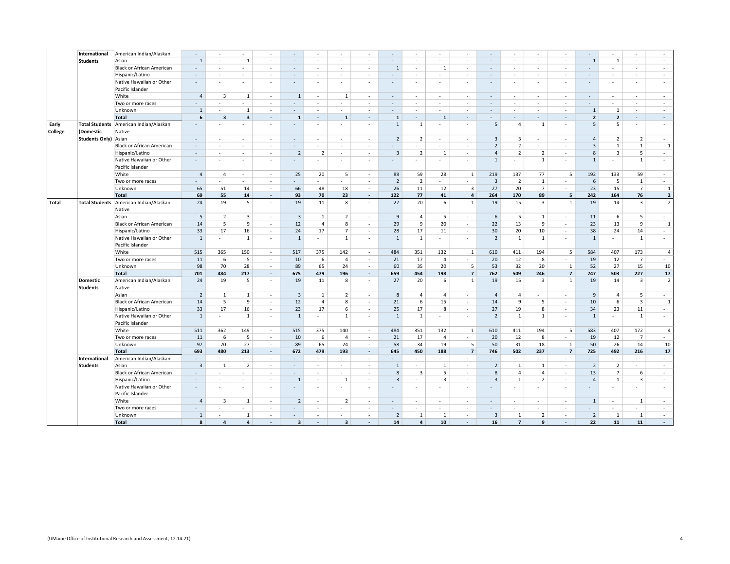| | | | | | | | | | | | | | | | | | | | | | | | |
|---|---|---|---|---|---|---|---|---|---|---|---|---|---|---|---|---|---|---|---|---|---|---|---|
| | International Students | American Indian/Alaskan | - | - | - | - | - | - | - | - | - | - | - | - | - | - | - | - | - | - | - | - |
| | | Asian | 1 | - | 1 | - | - | - | - | - | - | - | - | - | - | - | - | - | 1 | 1 | - | - |
| | | Black or African American | - | - | - | - | - | - | - | - | 1 | - | 1 | - | - | - | - | - | - | - | - | - |
| | | Hispanic/Latino | - | - | - | - | - | - | - | - | - | - | - | - | - | - | - | - | - | - | - | - |
| | | Native Hawaiian or Other Pacific Islander | - | - | - | - | - | - | - | - | - | - | - | - | - | - | - | - | - | - | - | - |
| | | White | 4 | 3 | 1 | - | 1 | - | 1 | - | - | - | - | - | - | - | - | - | - | - | - | - |
| | | Two or more races | - | - | - | - | - | - | - | - | - | - | - | - | - | - | - | - | - | - | - | - |
| | | Unknown | 1 | - | 1 | - | - | - | - | - | - | - | - | - | - | - | - | - | 1 | 1 | - | - |
| | | **Total** | **6** | **3** | **3** | **-** | **1** | **-** | **1** | **-** | **1** | **-** | **1** | **-** | **-** | **-** | **-** | **-** | **2** | **2** | **-** | **-** |
| Early College | Total Students (Domestic Students Only) | American Indian/Alaskan Native | - | - | - | - | - | - | - | - | 1 | 1 | - | - | 5 | 4 | 1 | - | 5 | 5 | - | - |
| | | Asian | - | - | - | - | - | - | - | - | 2 | 2 | - | - | 3 | 3 | - | - | 4 | 2 | 2 | - |
| | | Black or African American | - | - | - | - | - | - | - | - | - | - | - | - | 2 | 2 | - | - | 3 | 1 | 1 | 1 |
| | | Hispanic/Latino | - | - | - | - | 2 | 2 | - | - | 3 | 2 | 1 | - | 4 | 2 | 2 | - | 8 | 3 | 5 | - |
| | | Native Hawaiian or Other Pacific Islander | - | - | - | - | - | - | - | - | - | - | - | - | 1 | - | 1 | - | 1 | - | 1 | - |
| | | White | 4 | 4 | - | - | 25 | 20 | 5 | - | 88 | 59 | 28 | 1 | 219 | 137 | 77 | 5 | 192 | 133 | 59 | - |
| | | Two or more races | - | - | - | - | - | - | - | - | 2 | 2 | - | - | 3 | 2 | 1 | - | 6 | 5 | 1 | - |
| | | Unknown | 65 | 51 | 14 | - | 66 | 48 | 18 | - | 26 | 11 | 12 | 3 | 27 | 20 | 7 | - | 23 | 15 | 7 | 1 |
| | | **Total** | **69** | **55** | **14** | **-** | **93** | **70** | **23** | **-** | **122** | **77** | **41** | **4** | **264** | **170** | **89** | **5** | **242** | **164** | **76** | **2** |
| Total | Total Students | American Indian/Alaskan Native | 24 | 19 | 5 | - | 19 | 11 | 8 | - | 27 | 20 | 6 | 1 | 19 | 15 | 3 | 1 | 19 | 14 | 3 | 2 |
| | | Asian | 5 | 2 | 3 | - | 3 | 1 | 2 | - | 9 | 4 | 5 | - | 6 | 5 | 1 | - | 11 | 6 | 5 | - |
| | | Black or African American | 14 | 5 | 9 | - | 12 | 4 | 8 | - | 29 | 9 | 20 | - | 22 | 13 | 9 | - | 23 | 13 | 9 | 1 |
| | | Hispanic/Latino | 33 | 17 | 16 | - | 24 | 17 | 7 | - | 28 | 17 | 11 | - | 30 | 20 | 10 | - | 38 | 24 | 14 | - |
| | | Native Hawaiian or Other Pacific Islander | 1 | - | 1 | - | 1 | - | 1 | - | 1 | 1 | - | - | 2 | 1 | 1 | - | 1 | - | 1 | - |
| | | White | 515 | 365 | 150 | - | 517 | 375 | 142 | - | 484 | 351 | 132 | 1 | 610 | 411 | 194 | 5 | 584 | 407 | 173 | 4 |
| | | Two or more races | 11 | 6 | 5 | - | 10 | 6 | 4 | - | 21 | 17 | 4 | - | 20 | 12 | 8 | - | 19 | 12 | 7 | - |
| | | Unknown | 98 | 70 | 28 | - | 89 | 65 | 24 | - | 60 | 35 | 20 | 5 | 53 | 32 | 20 | 1 | 52 | 27 | 15 | 10 |
| | | **Total** | **701** | **484** | **217** | **-** | **675** | **479** | **196** | **-** | **659** | **454** | **198** | **7** | **762** | **509** | **246** | **7** | **747** | **503** | **227** | **17** |
| | Domestic Students | American Indian/Alaskan Native | 24 | 19 | 5 | - | 19 | 11 | 8 | - | 27 | 20 | 6 | 1 | 19 | 15 | 3 | 1 | 19 | 14 | 3 | 2 |
| | | Asian | 2 | 1 | 1 | - | 3 | 1 | 2 | - | 8 | 4 | 4 | - | 4 | 4 | - | - | 9 | 4 | 5 | - |
| | | Black or African American | 14 | 5 | 9 | - | 12 | 4 | 8 | - | 21 | 6 | 15 | - | 14 | 9 | 5 | - | 10 | 6 | 3 | 1 |
| | | Hispanic/Latino | 33 | 17 | 16 | - | 23 | 17 | 6 | - | 25 | 17 | 8 | - | 27 | 19 | 8 | - | 34 | 23 | 11 | - |
| | | Native Hawaiian or Other Pacific Islander | 1 | - | 1 | - | 1 | - | 1 | - | 1 | 1 | - | - | 2 | 1 | 1 | - | 1 | - | 1 | - |
| | | White | 511 | 362 | 149 | - | 515 | 375 | 140 | - | 484 | 351 | 132 | 1 | 610 | 411 | 194 | 5 | 583 | 407 | 172 | 4 |
| | | Two or more races | 11 | 6 | 5 | - | 10 | 6 | 4 | - | 21 | 17 | 4 | - | 20 | 12 | 8 | - | 19 | 12 | 7 | - |
| | | Unknown | 97 | 70 | 27 | - | 89 | 65 | 24 | - | 58 | 34 | 19 | 5 | 50 | 31 | 18 | 1 | 50 | 26 | 14 | 10 |
| | | **Total** | **693** | **480** | **213** | **-** | **672** | **479** | **193** | **-** | **645** | **450** | **188** | **7** | **746** | **502** | **237** | **7** | **725** | **492** | **216** | **17** |
| | International Students | American Indian/Alaskan | - | - | - | - | - | - | - | - | - | - | - | - | - | - | - | - | - | - | - | - |
| | | Asian | 3 | 1 | 2 | - | - | - | - | - | 1 | - | 1 | - | 2 | 1 | 1 | - | 2 | 2 | - | - |
| | | Black or African American | - | - | - | - | - | - | - | - | 8 | 3 | 5 | - | 8 | 4 | 4 | - | 13 | 7 | 6 | - |
| | | Hispanic/Latino | - | - | - | - | 1 | - | 1 | - | 3 | - | 3 | - | 3 | 1 | 2 | - | 4 | 1 | 3 | - |
| | | Native Hawaiian or Other Pacific Islander | - | - | - | - | - | - | - | - | - | - | - | - | - | - | - | - | - | - | - | - |
| | | White | 4 | 3 | 1 | - | 2 | - | 2 | - | - | - | - | - | - | - | - | - | 1 | - | 1 | - |
| | | Two or more races | - | - | - | - | - | - | - | - | - | - | - | - | - | - | - | - | - | - | - | - |
| | | Unknown | 1 | - | 1 | - | - | - | - | - | 2 | 1 | 1 | - | 3 | 1 | 2 | - | 2 | 1 | 1 | - |
| | | **Total** | **8** | **4** | **4** | **-** | **3** | **-** | **3** | **-** | **14** | **4** | **10** | **-** | **16** | **7** | **9** | **-** | **22** | **11** | **11** | **-** |

(UMaine Office of Institutional Research and Assessment, 12.14.21)